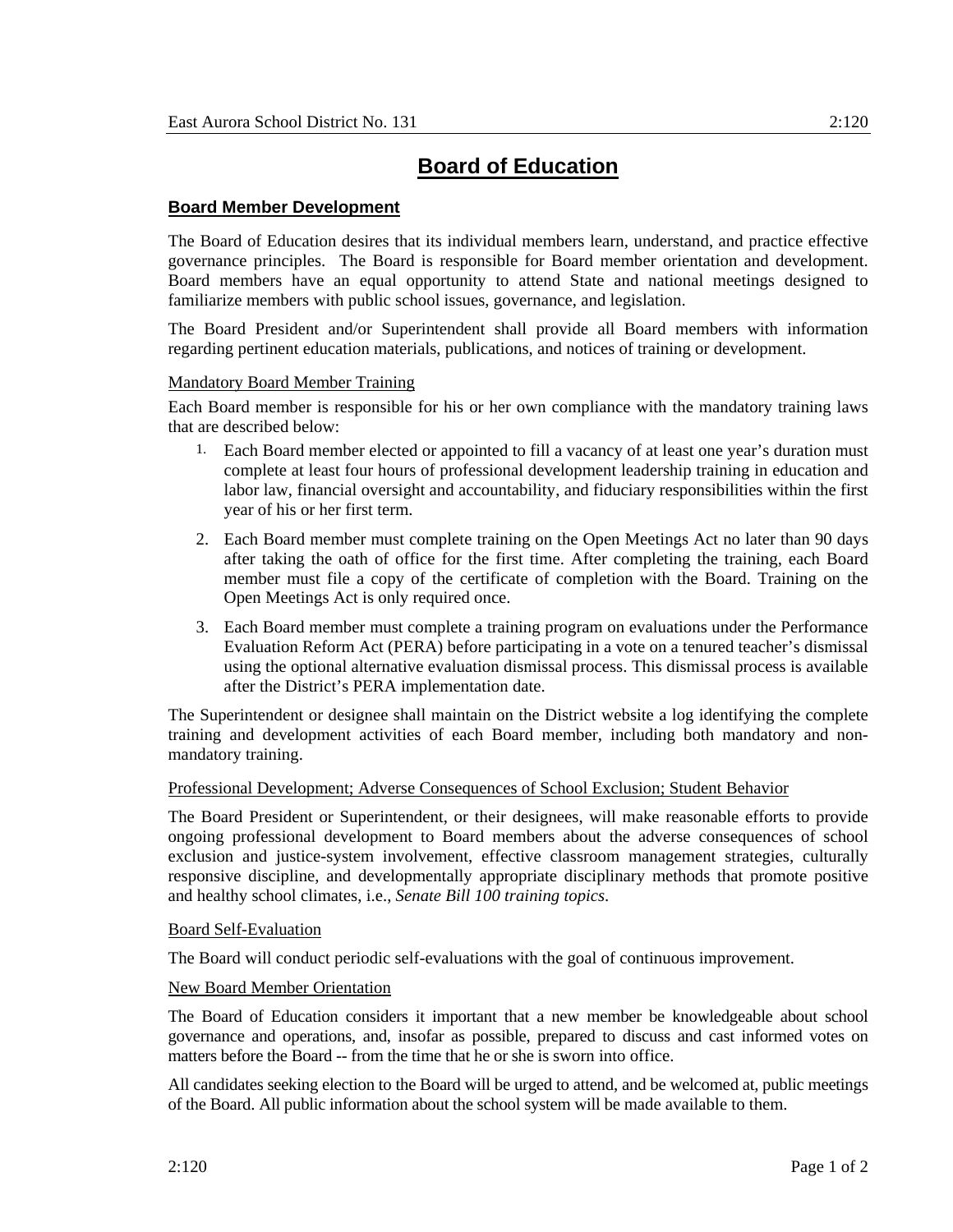# Board of Education

## Board Member Development

The Board of Education desires that its individual members learn, understand, and practice effective governance principles. The Board is responsible for Board member orientation and development. Board members have an equal opportunity to attend State and national meetings designed to familiarize members with public school issues, governance, and legislation.

The Board President and/or Superintendent shall provide all Board members with information regarding pertinent education materials, publications, and notices of training or development.

### Mandatory Board Member Training

Each Board member is responsible for his or her own compliance with the mandatory training laws that are described below:

1. Each Board member elected or appointed to fill a vacancy of at least one year's duration must complete at least four hours of professional development leadership training in education and labor law, financial oversight and accountability, and fiduciary responsibilities within the first year of his or her first term.
2. Each Board member must complete training on the Open Meetings Act no later than 90 days after taking the oath of office for the first time. After completing the training, each Board member must file a copy of the certificate of completion with the Board. Training on the Open Meetings Act is only required once.
3. Each Board member must complete a training program on evaluations under the Performance Evaluation Reform Act (PERA) before participating in a vote on a tenured teacher's dismissal using the optional alternative evaluation dismissal process. This dismissal process is available after the District's PERA implementation date.

The Superintendent or designee shall maintain on the District website a log identifying the complete training and development activities of each Board member, including both mandatory and non-mandatory training.

### Professional Development; Adverse Consequences of School Exclusion; Student Behavior

The Board President or Superintendent, or their designees, will make reasonable efforts to provide ongoing professional development to Board members about the adverse consequences of school exclusion and justice-system involvement, effective classroom management strategies, culturally responsive discipline, and developmentally appropriate disciplinary methods that promote positive and healthy school climates, i.e., *Senate Bill 100 training topics*.

### Board Self-Evaluation

The Board will conduct periodic self-evaluations with the goal of continuous improvement.

### New Board Member Orientation

The Board of Education considers it important that a new member be knowledgeable about school governance and operations, and, insofar as possible, prepared to discuss and cast informed votes on matters before the Board -- from the time that he or she is sworn into office.

All candidates seeking election to the Board will be urged to attend, and be welcomed at, public meetings of the Board. All public information about the school system will be made available to them.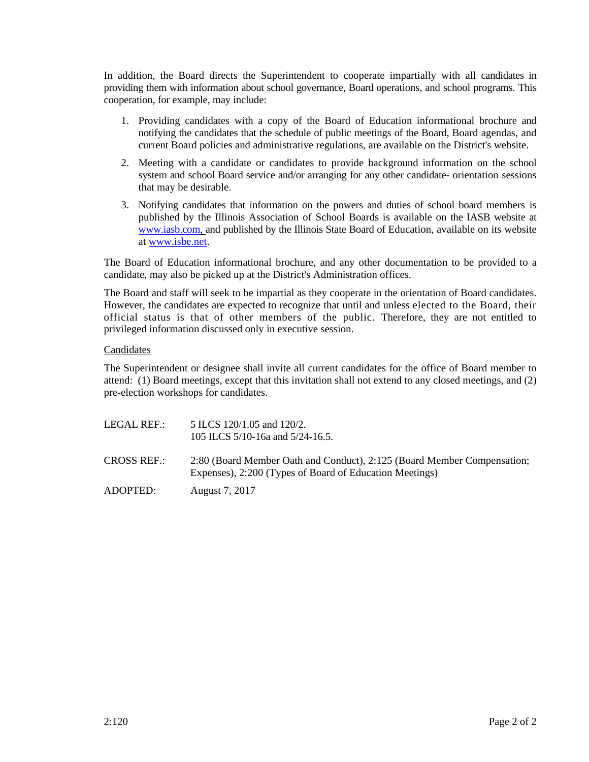In addition, the Board directs the Superintendent to cooperate impartially with all candidates in providing them with information about school governance, Board operations, and school programs. This cooperation, for example, may include:

1. Providing candidates with a copy of the Board of Education informational brochure and notifying the candidates that the schedule of public meetings of the Board, Board agendas, and current Board policies and administrative regulations, are available on the District's website.
2. Meeting with a candidate or candidates to provide background information on the school system and school Board service and/or arranging for any other candidate- orientation sessions that may be desirable.
3. Notifying candidates that information on the powers and duties of school board members is published by the Illinois Association of School Boards is available on the IASB website at www.iasb.com, and published by the Illinois State Board of Education, available on its website at www.isbe.net.

The Board of Education informational brochure, and any other documentation to be provided to a candidate, may also be picked up at the District's Administration offices.

The Board and staff will seek to be impartial as they cooperate in the orientation of Board candidates. However, the candidates are expected to recognize that until and unless elected to the Board, their official status is that of other members of the public. Therefore, they are not entitled to privileged information discussed only in executive session.

Candidates

The Superintendent or designee shall invite all current candidates for the office of Board member to attend: (1) Board meetings, except that this invitation shall not extend to any closed meetings, and (2) pre-election workshops for candidates.

| | |
|---|---|
| LEGAL REF.: | 5 ILCS 120/1.05 and 120/2.<br>105 ILCS 5/10-16a and 5/24-16.5. |
| CROSS REF.: | 2:80 (Board Member Oath and Conduct), 2:125 (Board Member Compensation; Expenses), 2:200 (Types of Board of Education Meetings) |
| ADOPTED: | August 7, 2017 |